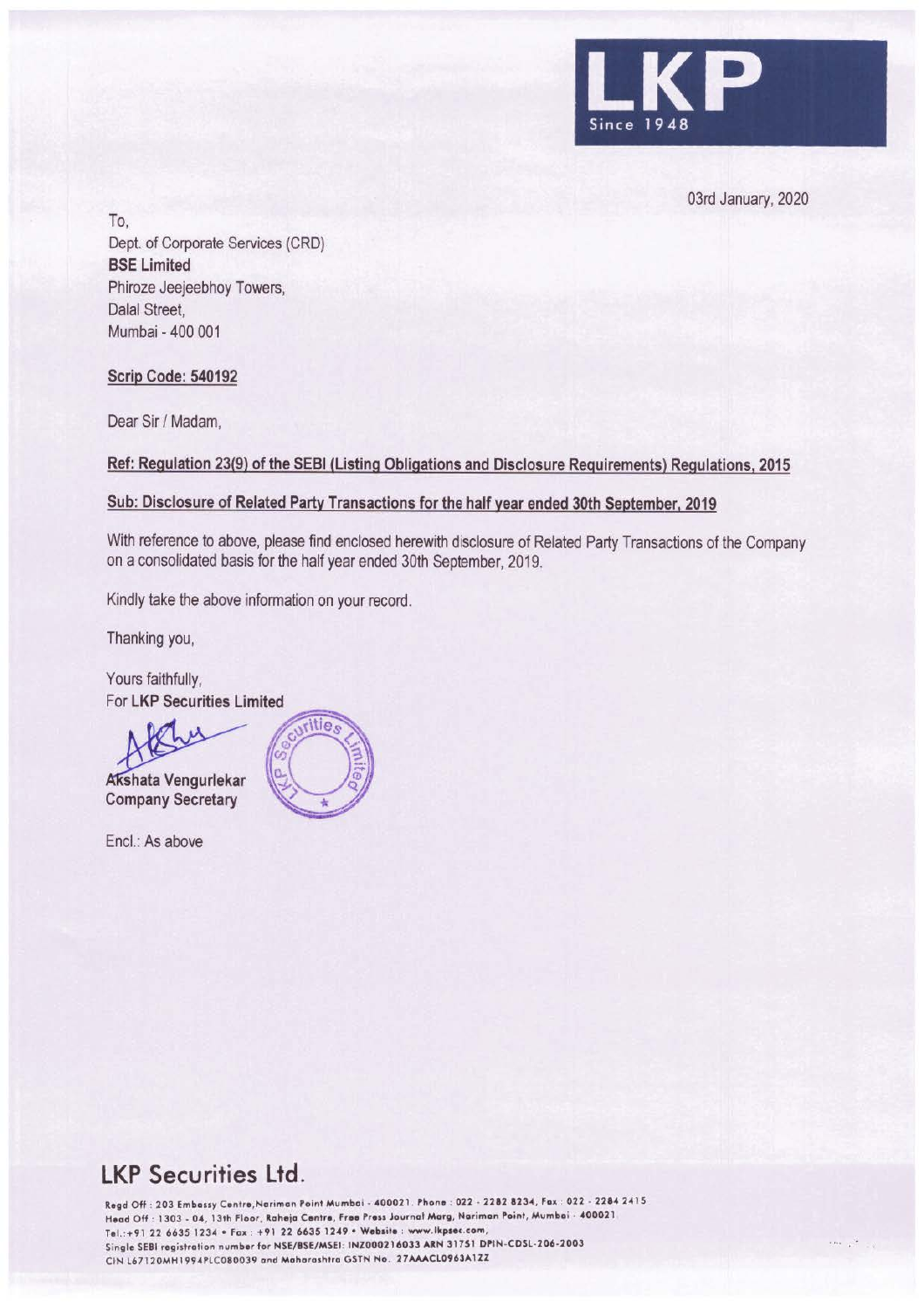LKP

Since 1948

03rd January, 2020

To,
Dept. of Corporate Services (CRD)
**BSE Limited**
Phiroze Jeejeebhoy Towers,
Dalal Street,
Mumbai - 400 001

**Scrip Code: 540192**

Dear Sir / Madam,

**Ref: Regulation 23(9) of the SEBI (Listing Obligations and Disclosure Requirements) Regulations, 2015**

**Sub: Disclosure of Related Party Transactions for the half year ended 30th September, 2019**

With reference to above, please find enclosed herewith disclosure of Related Party Transactions of the Company on a consolidated basis for the half year ended 30th September, 2019.

Kindly take the above information on your record.

Thanking you,

Yours faithfully,
For **LKP Securities Limited**

**Akshata Vengurlekar**
**Company Secretary**

Encl.: As above

## LKP Securities Ltd.

Regd Off : 203 Embassy Centre, Nariman Point Mumbai - 400021. Phone : 022 - 2282 8234, Fax : 022 - 2284 2415
Head Off : 1303 - 04, 13th Floor, Raheja Centre, Free Press Journal Marg, Nariman Point, Mumbai - 400021
Tel.:+91 22 6635 1234 • Fax : +91 22 6635 1249 • Website : www.lkpsec.com,
Single SEBI registration number for NSE/BSE/MSEI: INZ000216033 ARN 31751 DPIN-CDSL-206-2003
CIN L67120MH1994PLC080039 and Maharashtra GSTN No. 27AAACL0963A1ZZ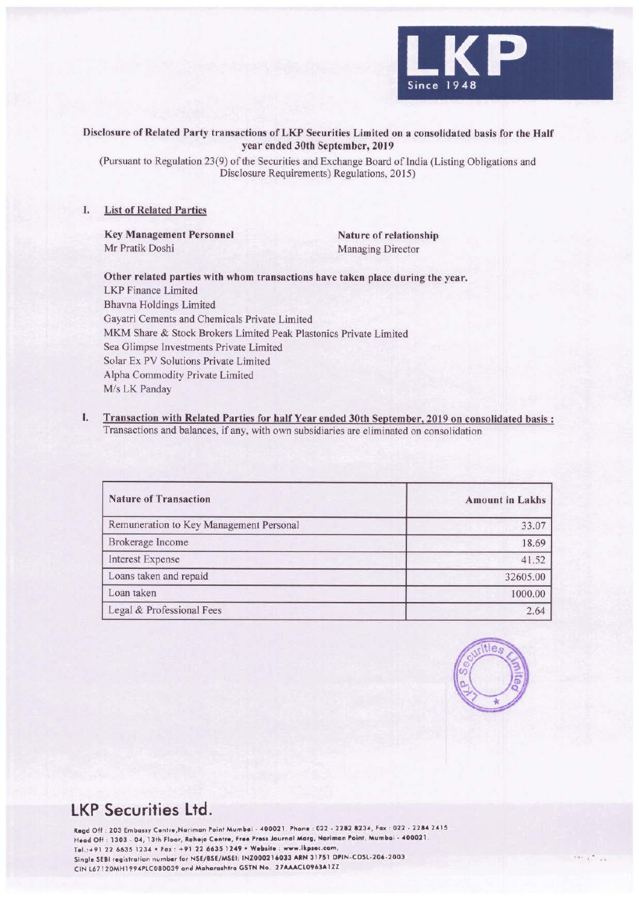## Disclosure of Related Party transactions of LKP Securities Limited on a consolidated basis for the Half year ended 30th September, 2019

(Pursuant to Regulation 23(9) of the Securities and Exchange Board of India (Listing Obligations and Disclosure Requirements) Regulations, 2015)

### I. List of Related Parties

| Key Management Personnel | Nature of relationship |
|---|---|
| Mr Pratik Doshi | Managing Director |

**Other related parties with whom transactions have taken place during the year.**

LKP Finance Limited
Bhavna Holdings Limited
Gayatri Cements and Chemicals Private Limited
MKM Share & Stock Brokers Limited Peak Plastonics Private Limited
Sea Glimpse Investments Private Limited
Solar Ex PV Solutions Private Limited
Alpha Commodity Private Limited
M/s LK Panday

### I. Transaction with Related Parties for half Year ended 30th September, 2019 on consolidated basis :

Transactions and balances, if any, with own subsidiaries are eliminated on consolidation

| Nature of Transaction | Amount in Lakhs |
|---|---|
| Remuneration to Key Management Personal | 33.07 |
| Brokerage Income | 18.69 |
| Interest Expense | 41.52 |
| Loans taken and repaid | 32605.00 |
| Loan taken | 1000.00 |
| Legal & Professional Fees | 2.64 |

## LKP Securities Ltd.

Regd Off : 203 Embassy Centre,Nariman Point Mumbai - 400021. Phone : 022 - 2282 8234, Fax : 022 - 2284 2415
Head Off : 1303 - 04, 13th Floor, Raheja Centre, Free Press Journal Marg, Nariman Point, Mumbai - 400021.
Tel.:+91 22 6635 1234 • Fax : +91 22 6635 1249 • Website : www.lkpsec.com,
Single SEBI registration number for NSE/BSE/MSEI: INZ000216033 ARN 31751 DPIN-CDSL-206-2003
CIN L67120MH1994PLC080039 and Maharashtra GSTN No. 27AAACL0963A1ZZ